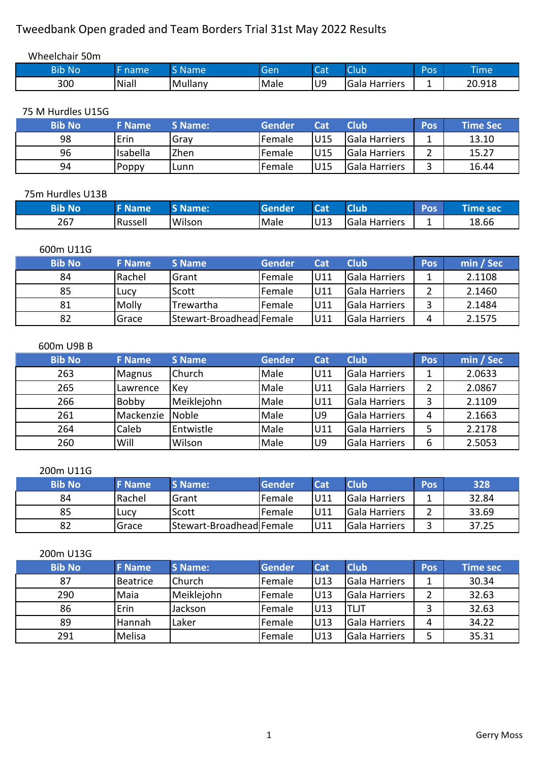# Tweedbank Open graded and Team Borders Trial 31st May 2022 Results

## Wheelchair 50m

| Bib No | F name | S Name | Gen | Cat | Club | Pos | Time |
|---|---|---|---|---|---|---|---|
| 300 | Niall | Mullany | Male | U9 | Gala Harriers | 1 | 20.918 |

## 75 M Hurdles U15G

| Bib No | F Name | S Name: | Gender | Cat | Club | Pos | Time Sec |
|---|---|---|---|---|---|---|---|
| 98 | Erin | Gray | Female | U15 | Gala Harriers | 1 | 13.10 |
| 96 | Isabella | Zhen | Female | U15 | Gala Harriers | 2 | 15.27 |
| 94 | Poppy | Lunn | Female | U15 | Gala Harriers | 3 | 16.44 |

## 75m Hurdles U13B

| Bib No | F Name | S Name: | Gender | Cat | Club | Pos | Time sec |
|---|---|---|---|---|---|---|---|
| 267 | Russell | Wilson | Male | U13 | Gala Harriers | 1 | 18.66 |

## 600m U11G

| Bib No | F Name | S Name | Gender | Cat | Club | Pos | min / Sec |
|---|---|---|---|---|---|---|---|
| 84 | Rachel | Grant | Female | U11 | Gala Harriers | 1 | 2.1108 |
| 85 | Lucy | Scott | Female | U11 | Gala Harriers | 2 | 2.1460 |
| 81 | Molly | Trewartha | Female | U11 | Gala Harriers | 3 | 2.1484 |
| 82 | Grace | Stewart-Broadhead | Female | U11 | Gala Harriers | 4 | 2.1575 |

## 600m U9B B

| Bib No | F Name | S Name | Gender | Cat | Club | Pos | min / Sec |
|---|---|---|---|---|---|---|---|
| 263 | Magnus | Church | Male | U11 | Gala Harriers | 1 | 2.0633 |
| 265 | Lawrence | Key | Male | U11 | Gala Harriers | 2 | 2.0867 |
| 266 | Bobby | Meiklejohn | Male | U11 | Gala Harriers | 3 | 2.1109 |
| 261 | Mackenzie | Noble | Male | U9 | Gala Harriers | 4 | 2.1663 |
| 264 | Caleb | Entwistle | Male | U11 | Gala Harriers | 5 | 2.2178 |
| 260 | Will | Wilson | Male | U9 | Gala Harriers | 6 | 2.5053 |

## 200m U11G

| Bib No | F Name | S Name: | Gender | Cat | Club | Pos | 328 |
|---|---|---|---|---|---|---|---|
| 84 | Rachel | Grant | Female | U11 | Gala Harriers | 1 | 32.84 |
| 85 | Lucy | Scott | Female | U11 | Gala Harriers | 2 | 33.69 |
| 82 | Grace | Stewart-Broadhead | Female | U11 | Gala Harriers | 3 | 37.25 |

## 200m U13G

| Bib No | F Name | S Name: | Gender | Cat | Club | Pos | Time sec |
|---|---|---|---|---|---|---|---|
| 87 | Beatrice | Church | Female | U13 | Gala Harriers | 1 | 30.34 |
| 290 | Maia | Meiklejohn | Female | U13 | Gala Harriers | 2 | 32.63 |
| 86 | Erin | Jackson | Female | U13 | TLJT | 3 | 32.63 |
| 89 | Hannah | Laker | Female | U13 | Gala Harriers | 4 | 34.22 |
| 291 | Melisa | | Female | U13 | Gala Harriers | 5 | 35.31 |

Gerry Moss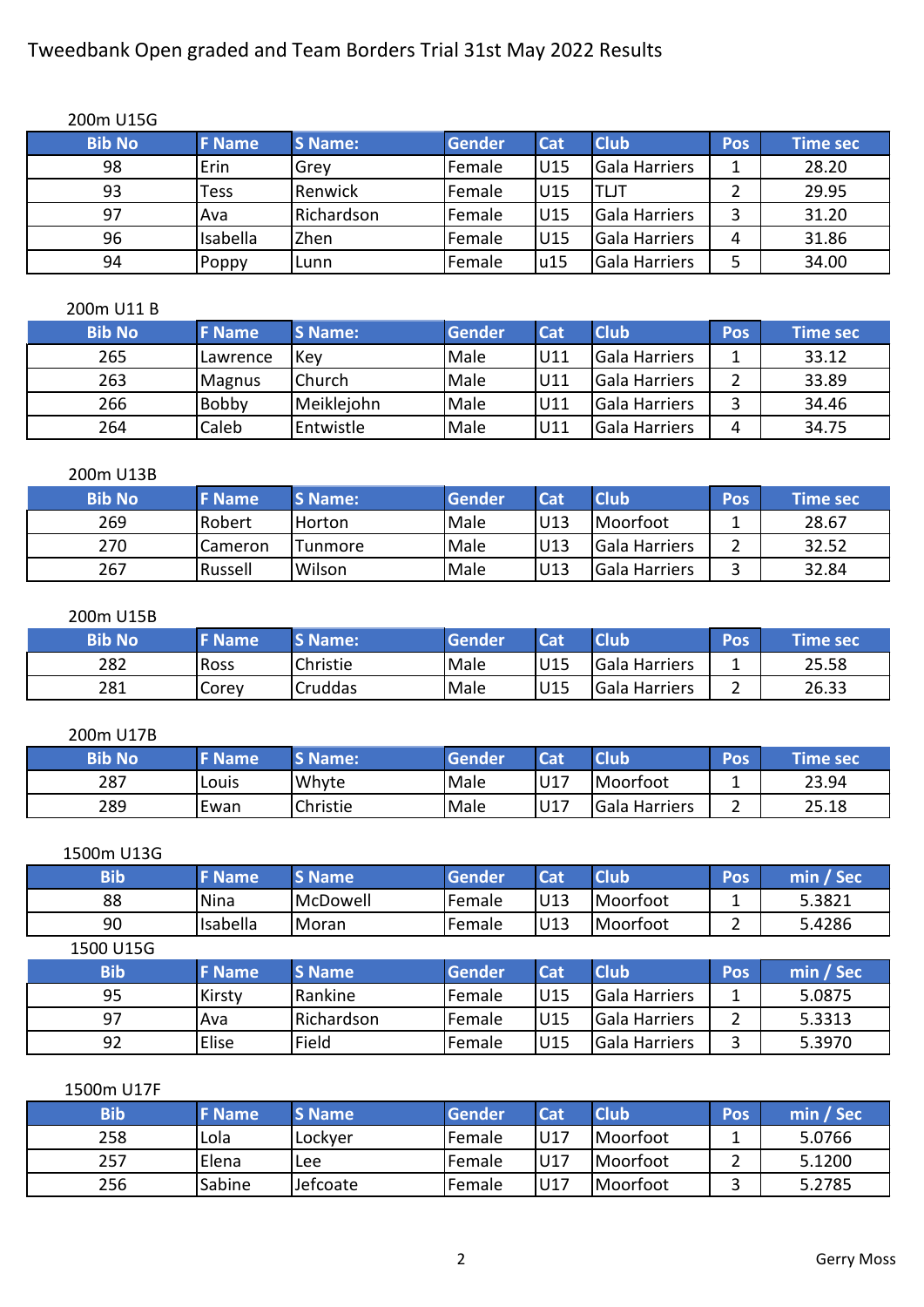Tweedbank Open graded and Team Borders Trial 31st May 2022 Results

200m U15G

| Bib No | F Name | S Name: | Gender | Cat | Club | Pos | Time sec |
|---|---|---|---|---|---|---|---|
| 98 | Erin | Grey | Female | U15 | Gala Harriers | 1 | 28.20 |
| 93 | Tess | Renwick | Female | U15 | TLJT | 2 | 29.95 |
| 97 | Ava | Richardson | Female | U15 | Gala Harriers | 3 | 31.20 |
| 96 | Isabella | Zhen | Female | U15 | Gala Harriers | 4 | 31.86 |
| 94 | Poppy | Lunn | Female | u15 | Gala Harriers | 5 | 34.00 |

200m U11 B

| Bib No | F Name | S Name: | Gender | Cat | Club | Pos | Time sec |
|---|---|---|---|---|---|---|---|
| 265 | Lawrence | Key | Male | U11 | Gala Harriers | 1 | 33.12 |
| 263 | Magnus | Church | Male | U11 | Gala Harriers | 2 | 33.89 |
| 266 | Bobby | Meiklejohn | Male | U11 | Gala Harriers | 3 | 34.46 |
| 264 | Caleb | Entwistle | Male | U11 | Gala Harriers | 4 | 34.75 |

200m U13B

| Bib No | F Name | S Name: | Gender | Cat | Club | Pos | Time sec |
|---|---|---|---|---|---|---|---|
| 269 | Robert | Horton | Male | U13 | Moorfoot | 1 | 28.67 |
| 270 | Cameron | Tunmore | Male | U13 | Gala Harriers | 2 | 32.52 |
| 267 | Russell | Wilson | Male | U13 | Gala Harriers | 3 | 32.84 |

200m U15B

| Bib No | F Name | S Name: | Gender | Cat | Club | Pos | Time sec |
|---|---|---|---|---|---|---|---|
| 282 | Ross | Christie | Male | U15 | Gala Harriers | 1 | 25.58 |
| 281 | Corey | Cruddas | Male | U15 | Gala Harriers | 2 | 26.33 |

200m U17B

| Bib No | F Name | S Name: | Gender | Cat | Club | Pos | Time sec |
|---|---|---|---|---|---|---|---|
| 287 | Louis | Whyte | Male | U17 | Moorfoot | 1 | 23.94 |
| 289 | Ewan | Christie | Male | U17 | Gala Harriers | 2 | 25.18 |

1500m U13G

| Bib | F Name | S Name | Gender | Cat | Club | Pos | min / Sec |
|---|---|---|---|---|---|---|---|
| 88 | Nina | McDowell | Female | U13 | Moorfoot | 1 | 5.3821 |
| 90 | Isabella | Moran | Female | U13 | Moorfoot | 2 | 5.4286 |

1500 U15G

| Bib | F Name | S Name | Gender | Cat | Club | Pos | min / Sec |
|---|---|---|---|---|---|---|---|
| 95 | Kirsty | Rankine | Female | U15 | Gala Harriers | 1 | 5.0875 |
| 97 | Ava | Richardson | Female | U15 | Gala Harriers | 2 | 5.3313 |
| 92 | Elise | Field | Female | U15 | Gala Harriers | 3 | 5.3970 |

1500m U17F

| Bib | F Name | S Name | Gender | Cat | Club | Pos | min / Sec |
|---|---|---|---|---|---|---|---|
| 258 | Lola | Lockyer | Female | U17 | Moorfoot | 1 | 5.0766 |
| 257 | Elena | Lee | Female | U17 | Moorfoot | 2 | 5.1200 |
| 256 | Sabine | Jefcoate | Female | U17 | Moorfoot | 3 | 5.2785 |

Gerry Moss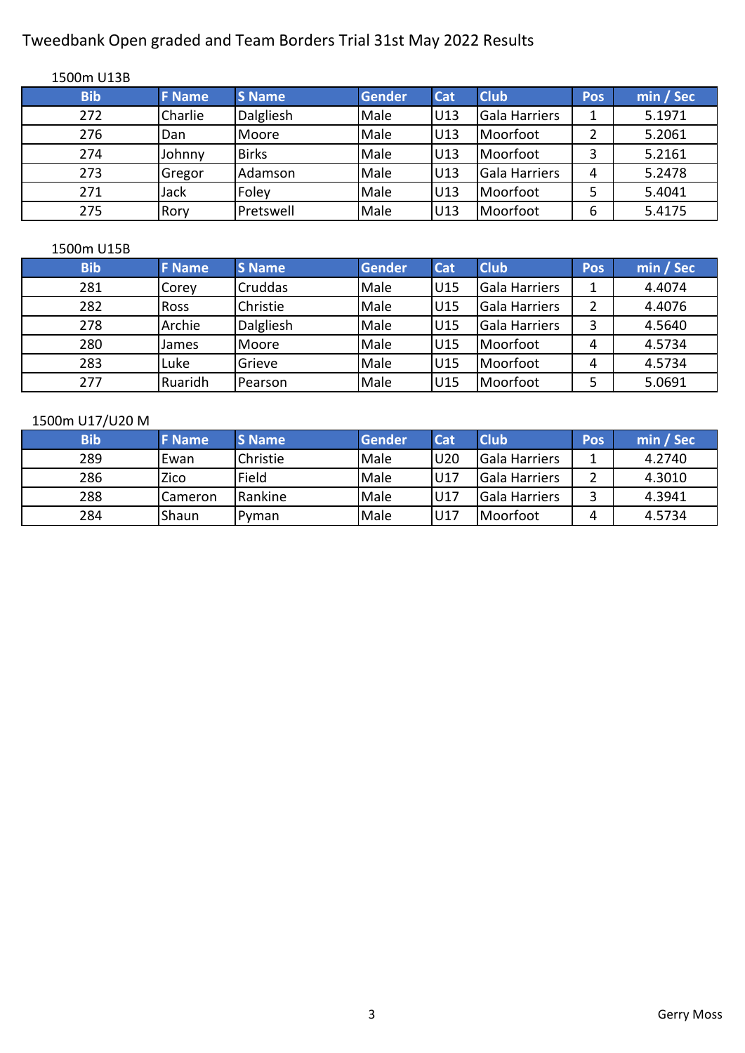# Tweedbank Open graded and Team Borders Trial 31st May 2022 Results

## 1500m U13B

| Bib | F Name | S Name | Gender | Cat | Club | Pos | min / Sec |
|---|---|---|---|---|---|---|---|
| 272 | Charlie | Dalgliesh | Male | U13 | Gala Harriers | 1 | 5.1971 |
| 276 | Dan | Moore | Male | U13 | Moorfoot | 2 | 5.2061 |
| 274 | Johnny | Birks | Male | U13 | Moorfoot | 3 | 5.2161 |
| 273 | Gregor | Adamson | Male | U13 | Gala Harriers | 4 | 5.2478 |
| 271 | Jack | Foley | Male | U13 | Moorfoot | 5 | 5.4041 |
| 275 | Rory | Pretswell | Male | U13 | Moorfoot | 6 | 5.4175 |

## 1500m U15B

| Bib | F Name | S Name | Gender | Cat | Club | Pos | min / Sec |
|---|---|---|---|---|---|---|---|
| 281 | Corey | Cruddas | Male | U15 | Gala Harriers | 1 | 4.4074 |
| 282 | Ross | Christie | Male | U15 | Gala Harriers | 2 | 4.4076 |
| 278 | Archie | Dalgliesh | Male | U15 | Gala Harriers | 3 | 4.5640 |
| 280 | James | Moore | Male | U15 | Moorfoot | 4 | 4.5734 |
| 283 | Luke | Grieve | Male | U15 | Moorfoot | 4 | 4.5734 |
| 277 | Ruaridh | Pearson | Male | U15 | Moorfoot | 5 | 5.0691 |

## 1500m U17/U20 M

| Bib | F Name | S Name | Gender | Cat | Club | Pos | min / Sec |
|---|---|---|---|---|---|---|---|
| 289 | Ewan | Christie | Male | U20 | Gala Harriers | 1 | 4.2740 |
| 286 | Zico | Field | Male | U17 | Gala Harriers | 2 | 4.3010 |
| 288 | Cameron | Rankine | Male | U17 | Gala Harriers | 3 | 4.3941 |
| 284 | Shaun | Pyman | Male | U17 | Moorfoot | 4 | 4.5734 |

Gerry Moss